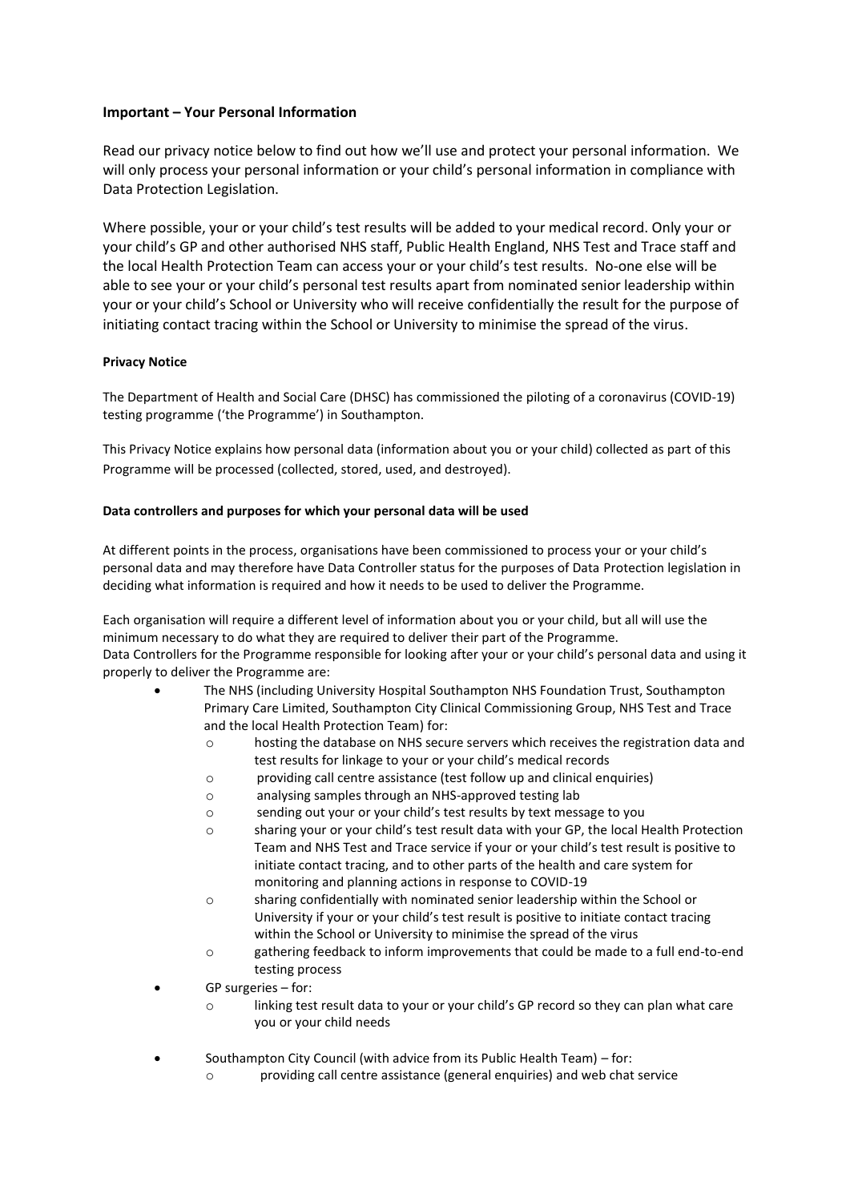### Important – Your Personal Information

Read our privacy notice below to find out how we'll use and protect your personal information. We will only process your personal information or your child's personal information in compliance with Data Protection Legislation.

Where possible, your or your child's test results will be added to your medical record. Only your or your child's GP and other authorised NHS staff, Public Health England, NHS Test and Trace staff and the local Health Protection Team can access your or your child's test results. No-one else will be able to see your or your child's personal test results apart from nominated senior leadership within your or your child's School or University who will receive confidentially the result for the purpose of initiating contact tracing within the School or University to minimise the spread of the virus.

#### Privacy Notice

The Department of Health and Social Care (DHSC) has commissioned the piloting of a coronavirus (COVID-19) testing programme ('the Programme') in Southampton.

This Privacy Notice explains how personal data (information about you or your child) collected as part of this Programme will be processed (collected, stored, used, and destroyed).

#### Data controllers and purposes for which your personal data will be used

At different points in the process, organisations have been commissioned to process your or your child's personal data and may therefore have Data Controller status for the purposes of Data Protection legislation in deciding what information is required and how it needs to be used to deliver the Programme.

Each organisation will require a different level of information about you or your child, but all will use the minimum necessary to do what they are required to deliver their part of the Programme.
Data Controllers for the Programme responsible for looking after your or your child's personal data and using it properly to deliver the Programme are:

- The NHS (including University Hospital Southampton NHS Foundation Trust, Southampton Primary Care Limited, Southampton City Clinical Commissioning Group, NHS Test and Trace and the local Health Protection Team) for:
  - hosting the database on NHS secure servers which receives the registration data and test results for linkage to your or your child's medical records
  - providing call centre assistance (test follow up and clinical enquiries)
  - analysing samples through an NHS-approved testing lab
  - sending out your or your child's test results by text message to you
  - sharing your or your child's test result data with your GP, the local Health Protection Team and NHS Test and Trace service if your or your child's test result is positive to initiate contact tracing, and to other parts of the health and care system for monitoring and planning actions in response to COVID-19
  - sharing confidentially with nominated senior leadership within the School or University if your or your child's test result is positive to initiate contact tracing within the School or University to minimise the spread of the virus
  - gathering feedback to inform improvements that could be made to a full end-to-end testing process
- GP surgeries – for:
  - linking test result data to your or your child's GP record so they can plan what care you or your child needs
- Southampton City Council (with advice from its Public Health Team) – for:
  - providing call centre assistance (general enquiries) and web chat service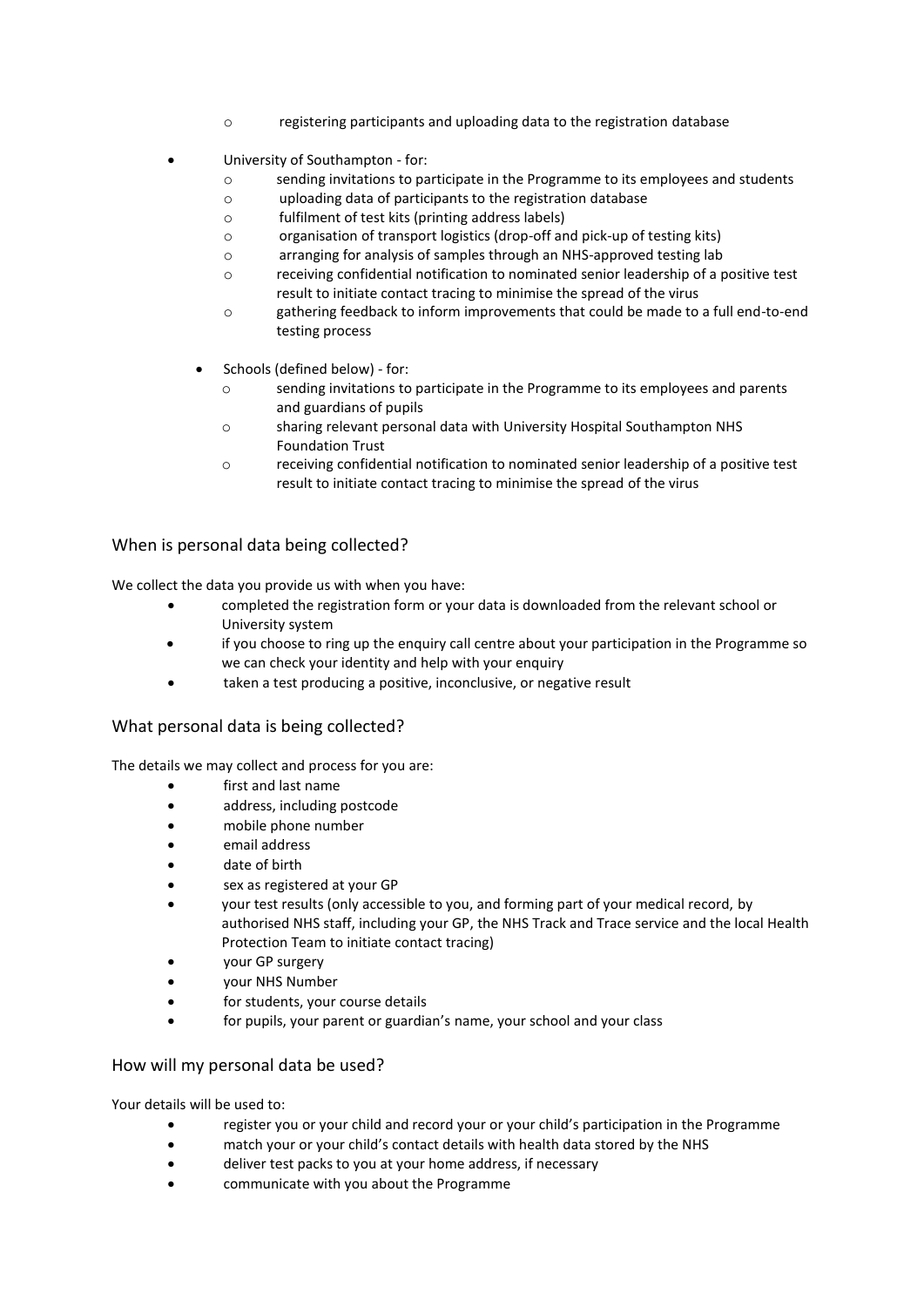- registering participants and uploading data to the registration database

- University of Southampton - for:
  - sending invitations to participate in the Programme to its employees and students
  - uploading data of participants to the registration database
  - fulfilment of test kits (printing address labels)
  - organisation of transport logistics (drop-off and pick-up of testing kits)
  - arranging for analysis of samples through an NHS-approved testing lab
  - receiving confidential notification to nominated senior leadership of a positive test result to initiate contact tracing to minimise the spread of the virus
  - gathering feedback to inform improvements that could be made to a full end-to-end testing process

- Schools (defined below) - for:
  - sending invitations to participate in the Programme to its employees and parents and guardians of pupils
  - sharing relevant personal data with University Hospital Southampton NHS Foundation Trust
  - receiving confidential notification to nominated senior leadership of a positive test result to initiate contact tracing to minimise the spread of the virus

## When is personal data being collected?

We collect the data you provide us with when you have:

- completed the registration form or your data is downloaded from the relevant school or University system
- if you choose to ring up the enquiry call centre about your participation in the Programme so we can check your identity and help with your enquiry
- taken a test producing a positive, inconclusive, or negative result

## What personal data is being collected?

The details we may collect and process for you are:

- first and last name
- address, including postcode
- mobile phone number
- email address
- date of birth
- sex as registered at your GP
- your test results (only accessible to you, and forming part of your medical record, by authorised NHS staff, including your GP, the NHS Track and Trace service and the local Health Protection Team to initiate contact tracing)
- your GP surgery
- your NHS Number
- for students, your course details
- for pupils, your parent or guardian's name, your school and your class

## How will my personal data be used?

Your details will be used to:

- register you or your child and record your or your child's participation in the Programme
- match your or your child's contact details with health data stored by the NHS
- deliver test packs to you at your home address, if necessary
- communicate with you about the Programme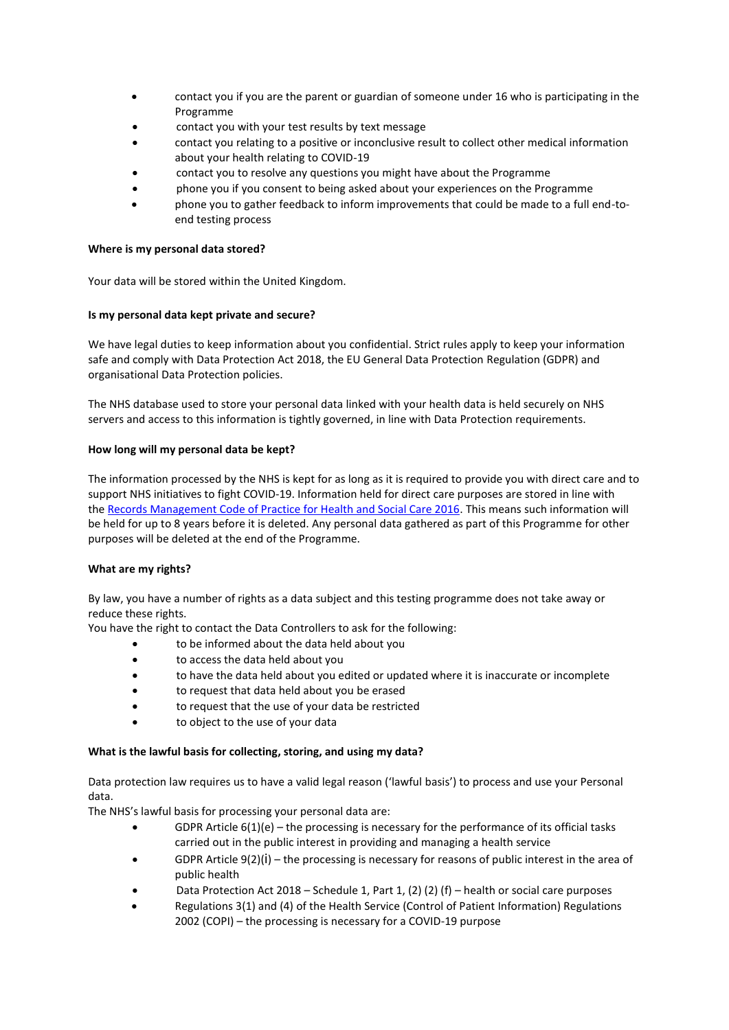- contact you if you are the parent or guardian of someone under 16 who is participating in the Programme
- contact you with your test results by text message
- contact you relating to a positive or inconclusive result to collect other medical information about your health relating to COVID-19
- contact you to resolve any questions you might have about the Programme
- phone you if you consent to being asked about your experiences on the Programme
- phone you to gather feedback to inform improvements that could be made to a full end-to-end testing process

**Where is my personal data stored?**

Your data will be stored within the United Kingdom.

**Is my personal data kept private and secure?**

We have legal duties to keep information about you confidential. Strict rules apply to keep your information safe and comply with Data Protection Act 2018, the EU General Data Protection Regulation (GDPR) and organisational Data Protection policies.

The NHS database used to store your personal data linked with your health data is held securely on NHS servers and access to this information is tightly governed, in line with Data Protection requirements.

**How long will my personal data be kept?**

The information processed by the NHS is kept for as long as it is required to provide you with direct care and to support NHS initiatives to fight COVID-19. Information held for direct care purposes are stored in line with the Records Management Code of Practice for Health and Social Care 2016. This means such information will be held for up to 8 years before it is deleted. Any personal data gathered as part of this Programme for other purposes will be deleted at the end of the Programme.

**What are my rights?**

By law, you have a number of rights as a data subject and this testing programme does not take away or reduce these rights.
You have the right to contact the Data Controllers to ask for the following:

- to be informed about the data held about you
- to access the data held about you
- to have the data held about you edited or updated where it is inaccurate or incomplete
- to request that data held about you be erased
- to request that the use of your data be restricted
- to object to the use of your data

**What is the lawful basis for collecting, storing, and using my data?**

Data protection law requires us to have a valid legal reason ('lawful basis') to process and use your Personal data.
The NHS's lawful basis for processing your personal data are:

- GDPR Article 6(1)(e) – the processing is necessary for the performance of its official tasks carried out in the public interest in providing and managing a health service
- GDPR Article 9(2)(i) – the processing is necessary for reasons of public interest in the area of public health
- Data Protection Act 2018 – Schedule 1, Part 1, (2) (2) (f) – health or social care purposes
- Regulations 3(1) and (4) of the Health Service (Control of Patient Information) Regulations 2002 (COPI) – the processing is necessary for a COVID-19 purpose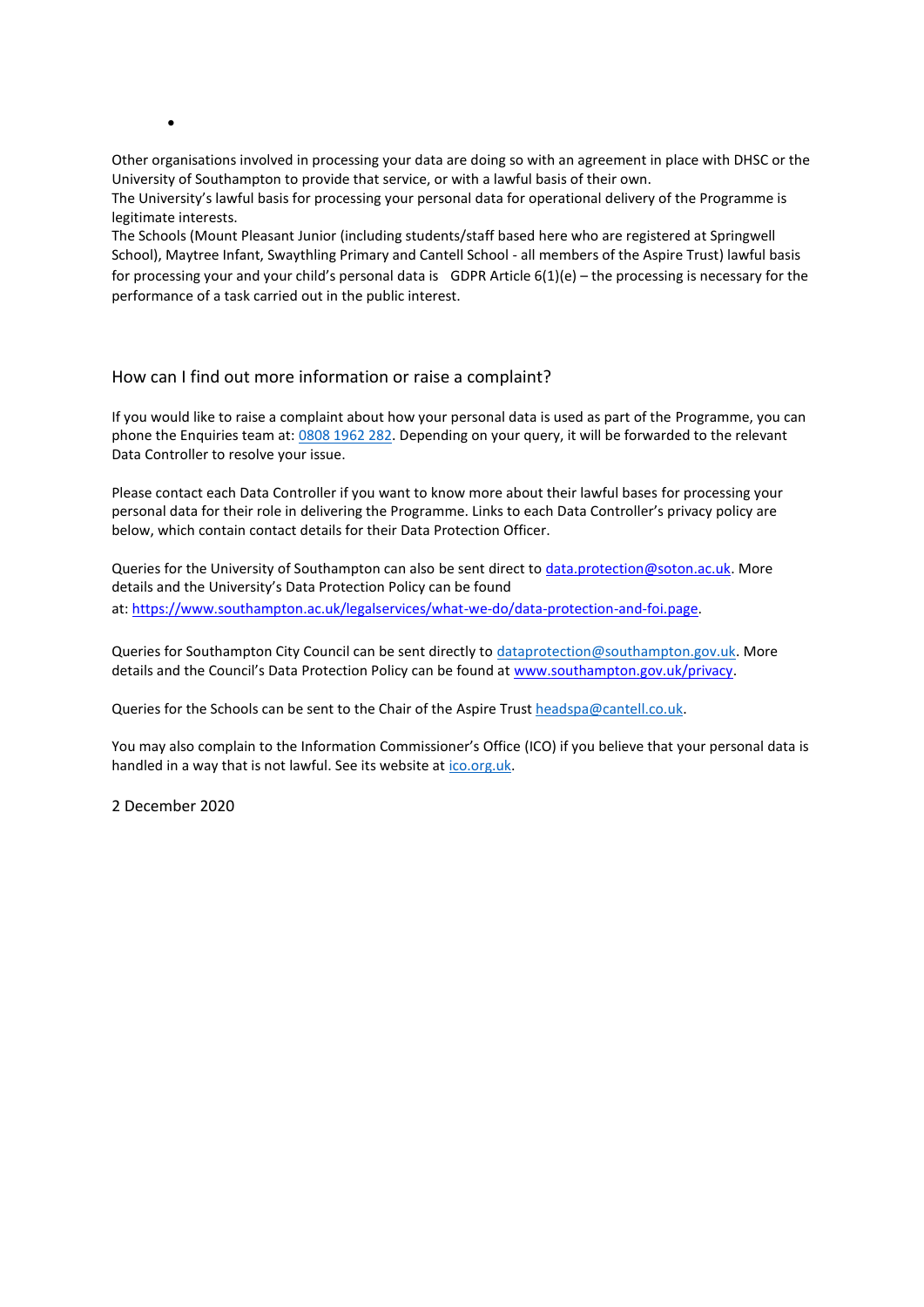- 

Other organisations involved in processing your data are doing so with an agreement in place with DHSC or the University of Southampton to provide that service, or with a lawful basis of their own.
The University's lawful basis for processing your personal data for operational delivery of the Programme is legitimate interests.
The Schools (Mount Pleasant Junior (including students/staff based here who are registered at Springwell School), Maytree Infant, Swaythling Primary and Cantell School - all members of the Aspire Trust) lawful basis for processing your and your child's personal data is GDPR Article 6(1)(e) – the processing is necessary for the performance of a task carried out in the public interest.

## How can I find out more information or raise a complaint?

If you would like to raise a complaint about how your personal data is used as part of the Programme, you can phone the Enquiries team at: 0808 1962 282. Depending on your query, it will be forwarded to the relevant Data Controller to resolve your issue.

Please contact each Data Controller if you want to know more about their lawful bases for processing your personal data for their role in delivering the Programme. Links to each Data Controller's privacy policy are below, which contain contact details for their Data Protection Officer.

Queries for the University of Southampton can also be sent direct to data.protection@soton.ac.uk. More details and the University's Data Protection Policy can be found at: https://www.southampton.ac.uk/legalservices/what-we-do/data-protection-and-foi.page.

Queries for Southampton City Council can be sent directly to dataprotection@southampton.gov.uk. More details and the Council's Data Protection Policy can be found at www.southampton.gov.uk/privacy.

Queries for the Schools can be sent to the Chair of the Aspire Trust headspa@cantell.co.uk.

You may also complain to the Information Commissioner's Office (ICO) if you believe that your personal data is handled in a way that is not lawful. See its website at ico.org.uk.

2 December 2020